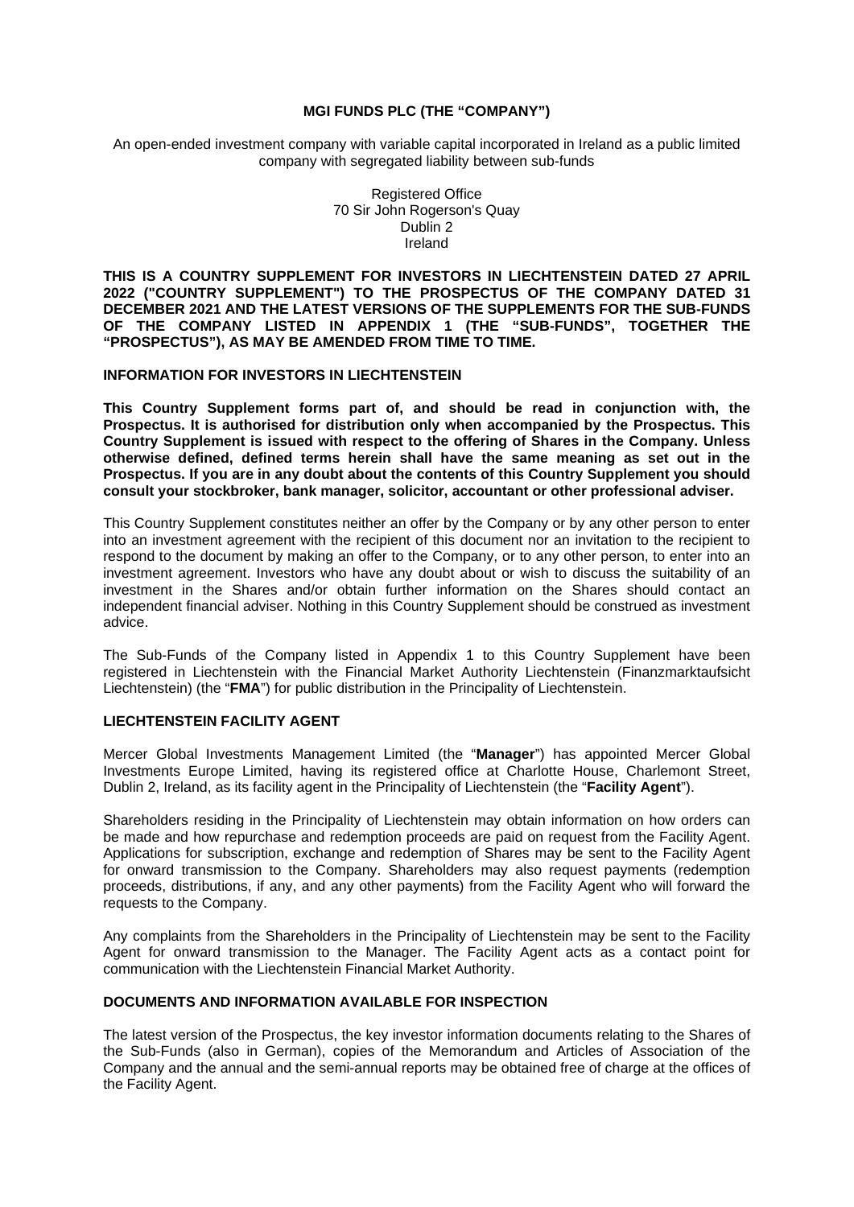# MGI FUNDS PLC (THE "COMPANY")

An open-ended investment company with variable capital incorporated in Ireland as a public limited company with segregated liability between sub-funds

Registered Office
70 Sir John Rogerson's Quay
Dublin 2
Ireland

**THIS IS A COUNTRY SUPPLEMENT FOR INVESTORS IN LIECHTENSTEIN DATED 27 APRIL 2022 ("COUNTRY SUPPLEMENT") TO THE PROSPECTUS OF THE COMPANY DATED 31 DECEMBER 2021 AND THE LATEST VERSIONS OF THE SUPPLEMENTS FOR THE SUB-FUNDS OF THE COMPANY LISTED IN APPENDIX 1 (THE "SUB-FUNDS", TOGETHER THE "PROSPECTUS"), AS MAY BE AMENDED FROM TIME TO TIME.**

## INFORMATION FOR INVESTORS IN LIECHTENSTEIN

**This Country Supplement forms part of, and should be read in conjunction with, the Prospectus. It is authorised for distribution only when accompanied by the Prospectus. This Country Supplement is issued with respect to the offering of Shares in the Company. Unless otherwise defined, defined terms herein shall have the same meaning as set out in the Prospectus. If you are in any doubt about the contents of this Country Supplement you should consult your stockbroker, bank manager, solicitor, accountant or other professional adviser.**

This Country Supplement constitutes neither an offer by the Company or by any other person to enter into an investment agreement with the recipient of this document nor an invitation to the recipient to respond to the document by making an offer to the Company, or to any other person, to enter into an investment agreement. Investors who have any doubt about or wish to discuss the suitability of an investment in the Shares and/or obtain further information on the Shares should contact an independent financial adviser. Nothing in this Country Supplement should be construed as investment advice.

The Sub-Funds of the Company listed in Appendix 1 to this Country Supplement have been registered in Liechtenstein with the Financial Market Authority Liechtenstein (Finanzmarktaufsicht Liechtenstein) (the "**FMA**") for public distribution in the Principality of Liechtenstein.

## LIECHTENSTEIN FACILITY AGENT

Mercer Global Investments Management Limited (the "**Manager**") has appointed Mercer Global Investments Europe Limited, having its registered office at Charlotte House, Charlemont Street, Dublin 2, Ireland, as its facility agent in the Principality of Liechtenstein (the "**Facility Agent**").

Shareholders residing in the Principality of Liechtenstein may obtain information on how orders can be made and how repurchase and redemption proceeds are paid on request from the Facility Agent. Applications for subscription, exchange and redemption of Shares may be sent to the Facility Agent for onward transmission to the Company. Shareholders may also request payments (redemption proceeds, distributions, if any, and any other payments) from the Facility Agent who will forward the requests to the Company.

Any complaints from the Shareholders in the Principality of Liechtenstein may be sent to the Facility Agent for onward transmission to the Manager. The Facility Agent acts as a contact point for communication with the Liechtenstein Financial Market Authority.

## DOCUMENTS AND INFORMATION AVAILABLE FOR INSPECTION

The latest version of the Prospectus, the key investor information documents relating to the Shares of the Sub-Funds (also in German), copies of the Memorandum and Articles of Association of the Company and the annual and the semi-annual reports may be obtained free of charge at the offices of the Facility Agent.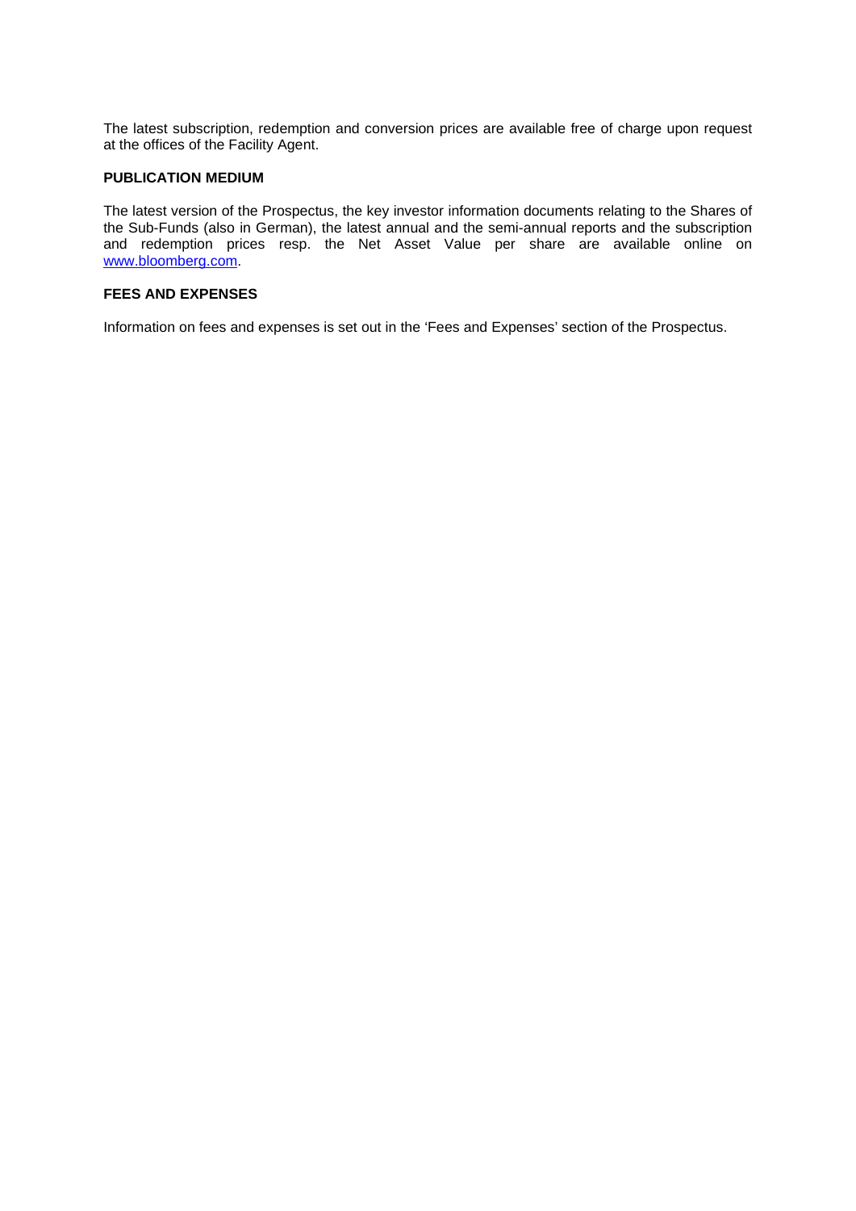The latest subscription, redemption and conversion prices are available free of charge upon request at the offices of the Facility Agent.

**PUBLICATION MEDIUM**

The latest version of the Prospectus, the key investor information documents relating to the Shares of the Sub-Funds (also in German), the latest annual and the semi-annual reports and the subscription and redemption prices resp. the Net Asset Value per share are available online on [www.bloomberg.com](http://www.bloomberg.com).

**FEES AND EXPENSES**

Information on fees and expenses is set out in the 'Fees and Expenses' section of the Prospectus.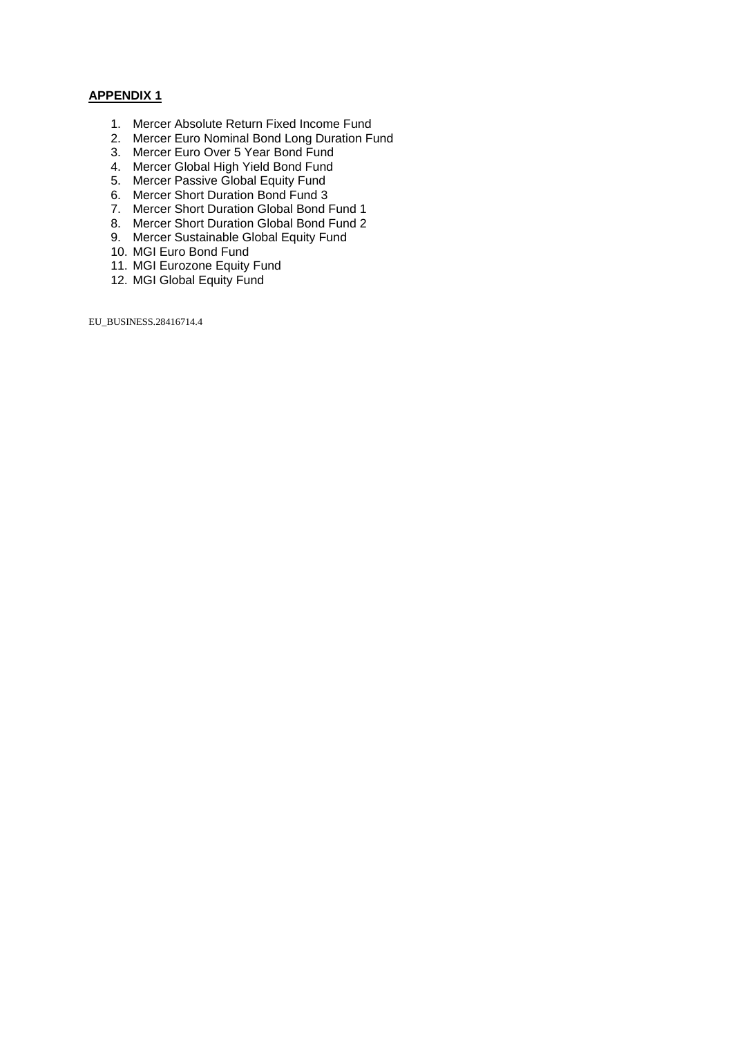**APPENDIX 1**

1. Mercer Absolute Return Fixed Income Fund
2. Mercer Euro Nominal Bond Long Duration Fund
3. Mercer Euro Over 5 Year Bond Fund
4. Mercer Global High Yield Bond Fund
5. Mercer Passive Global Equity Fund
6. Mercer Short Duration Bond Fund 3
7. Mercer Short Duration Global Bond Fund 1
8. Mercer Short Duration Global Bond Fund 2
9. Mercer Sustainable Global Equity Fund
10. MGI Euro Bond Fund
11. MGI Eurozone Equity Fund
12. MGI Global Equity Fund

EU_BUSINESS.28416714.4